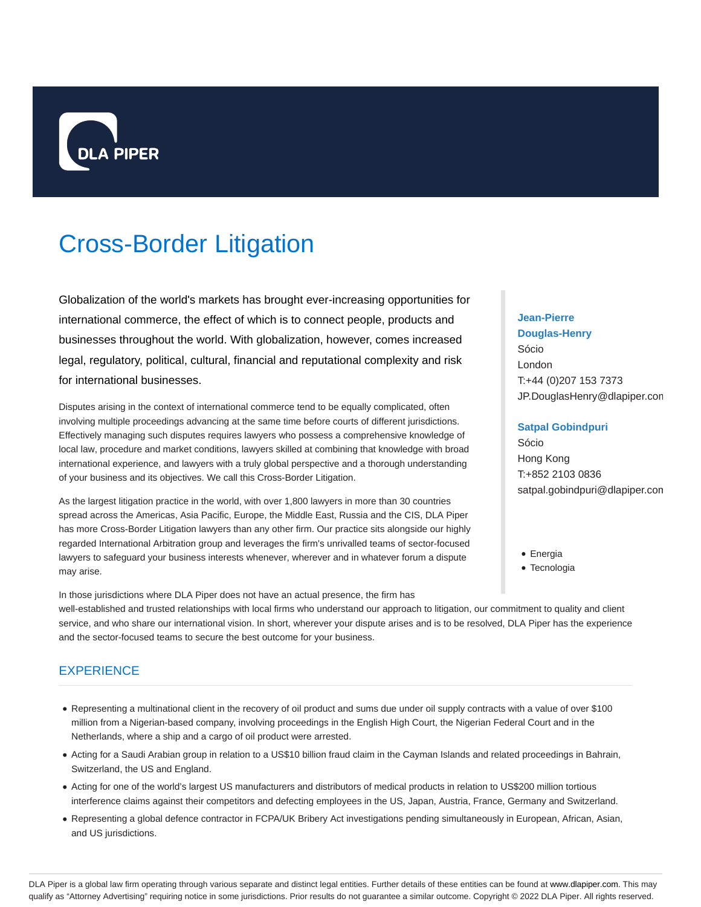DLA PIPER

# Cross-Border Litigation

Globalization of the world's markets has brought ever-increasing opportunities for international commerce, the effect of which is to connect people, products and businesses throughout the world. With globalization, however, comes increased legal, regulatory, political, cultural, financial and reputational complexity and risk for international businesses.

Disputes arising in the context of international commerce tend to be equally complicated, often involving multiple proceedings advancing at the same time before courts of different jurisdictions. Effectively managing such disputes requires lawyers who possess a comprehensive knowledge of local law, procedure and market conditions, lawyers skilled at combining that knowledge with broad international experience, and lawyers with a truly global perspective and a thorough understanding of your business and its objectives. We call this Cross-Border Litigation.

As the largest litigation practice in the world, with over 1,800 lawyers in more than 30 countries spread across the Americas, Asia Pacific, Europe, the Middle East, Russia and the CIS, DLA Piper has more Cross-Border Litigation lawyers than any other firm. Our practice sits alongside our highly regarded International Arbitration group and leverages the firm's unrivalled teams of sector-focused lawyers to safeguard your business interests whenever, wherever and in whatever forum a dispute may arise.

In those jurisdictions where DLA Piper does not have an actual presence, the firm has well-established and trusted relationships with local firms who understand our approach to litigation, our commitment to quality and client service, and who share our international vision. In short, wherever your dispute arises and is to be resolved, DLA Piper has the experience and the sector-focused teams to secure the best outcome for your business.

**Jean-Pierre Douglas-Henry**
Sócio
London
T:+44 (0)207 153 7373
JP.DouglasHenry@dlapiper.com

**Satpal Gobindpuri**
Sócio
Hong Kong
T:+852 2103 0836
satpal.gobindpuri@dlapiper.com

- Energia
- Tecnologia

## EXPERIENCE

- Representing a multinational client in the recovery of oil product and sums due under oil supply contracts with a value of over $100 million from a Nigerian-based company, involving proceedings in the English High Court, the Nigerian Federal Court and in the Netherlands, where a ship and a cargo of oil product were arrested.
- Acting for a Saudi Arabian group in relation to a US$10 billion fraud claim in the Cayman Islands and related proceedings in Bahrain, Switzerland, the US and England.
- Acting for one of the world's largest US manufacturers and distributors of medical products in relation to US$200 million tortious interference claims against their competitors and defecting employees in the US, Japan, Austria, France, Germany and Switzerland.
- Representing a global defence contractor in FCPA/UK Bribery Act investigations pending simultaneously in European, African, Asian, and US jurisdictions.

DLA Piper is a global law firm operating through various separate and distinct legal entities. Further details of these entities can be found at www.dlapiper.com. This may qualify as "Attorney Advertising" requiring notice in some jurisdictions. Prior results do not guarantee a similar outcome. Copyright © 2022 DLA Piper. All rights reserved.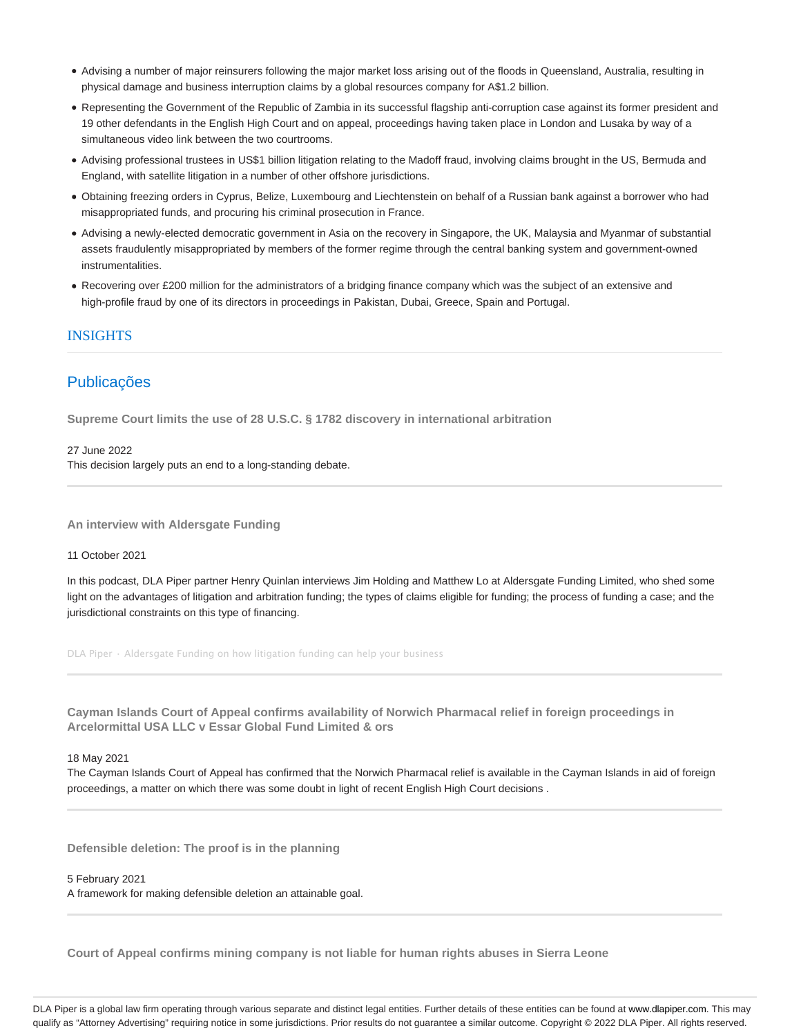- Advising a number of major reinsurers following the major market loss arising out of the floods in Queensland, Australia, resulting in physical damage and business interruption claims by a global resources company for A$1.2 billion.
- Representing the Government of the Republic of Zambia in its successful flagship anti-corruption case against its former president and 19 other defendants in the English High Court and on appeal, proceedings having taken place in London and Lusaka by way of a simultaneous video link between the two courtrooms.
- Advising professional trustees in US$1 billion litigation relating to the Madoff fraud, involving claims brought in the US, Bermuda and England, with satellite litigation in a number of other offshore jurisdictions.
- Obtaining freezing orders in Cyprus, Belize, Luxembourg and Liechtenstein on behalf of a Russian bank against a borrower who had misappropriated funds, and procuring his criminal prosecution in France.
- Advising a newly-elected democratic government in Asia on the recovery in Singapore, the UK, Malaysia and Myanmar of substantial assets fraudulently misappropriated by members of the former regime through the central banking system and government-owned instrumentalities.
- Recovering over £200 million for the administrators of a bridging finance company which was the subject of an extensive and high-profile fraud by one of its directors in proceedings in Pakistan, Dubai, Greece, Spain and Portugal.

## INSIGHTS

## Publicações

**Supreme Court limits the use of 28 U.S.C. § 1782 discovery in international arbitration**

27 June 2022

This decision largely puts an end to a long-standing debate.

**An interview with Aldersgate Funding**

11 October 2021

In this podcast, DLA Piper partner Henry Quinlan interviews Jim Holding and Matthew Lo at Aldersgate Funding Limited, who shed some light on the advantages of litigation and arbitration funding; the types of claims eligible for funding; the process of funding a case; and the jurisdictional constraints on this type of financing.

DLA Piper · Aldersgate Funding on how litigation funding can help your business

**Cayman Islands Court of Appeal confirms availability of Norwich Pharmacal relief in foreign proceedings in Arcelormittal USA LLC v Essar Global Fund Limited & ors**

18 May 2021

The Cayman Islands Court of Appeal has confirmed that the Norwich Pharmacal relief is available in the Cayman Islands in aid of foreign proceedings, a matter on which there was some doubt in light of recent English High Court decisions .

**Defensible deletion: The proof is in the planning**

5 February 2021

A framework for making defensible deletion an attainable goal.

**Court of Appeal confirms mining company is not liable for human rights abuses in Sierra Leone**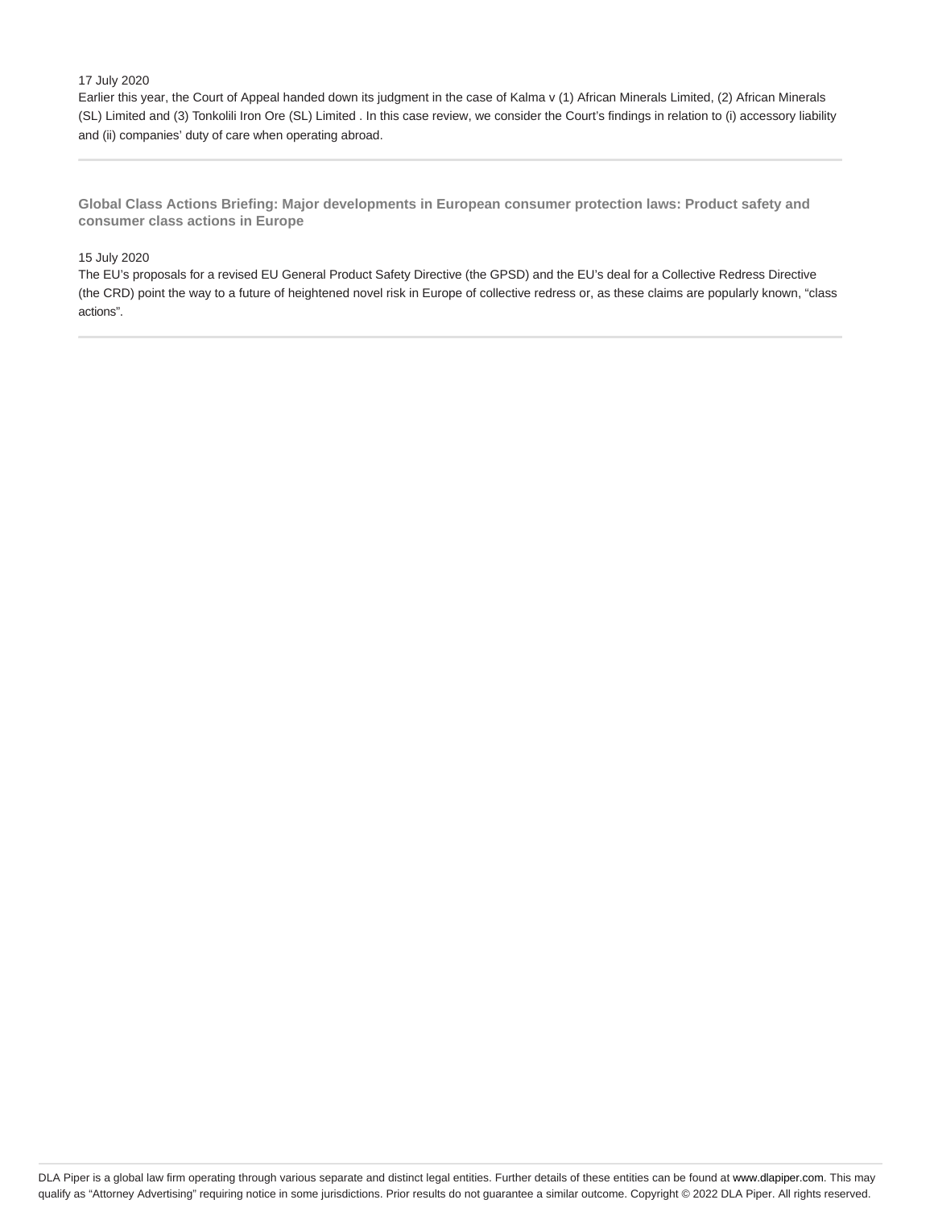17 July 2020

Earlier this year, the Court of Appeal handed down its judgment in the case of Kalma v (1) African Minerals Limited, (2) African Minerals (SL) Limited and (3) Tonkolili Iron Ore (SL) Limited . In this case review, we consider the Court's findings in relation to (i) accessory liability and (ii) companies' duty of care when operating abroad.

---

### Global Class Actions Briefing: Major developments in European consumer protection laws: Product safety and consumer class actions in Europe

15 July 2020

The EU's proposals for a revised EU General Product Safety Directive (the GPSD) and the EU's deal for a Collective Redress Directive (the CRD) point the way to a future of heightened novel risk in Europe of collective redress or, as these claims are popularly known, "class actions".

---

DLA Piper is a global law firm operating through various separate and distinct legal entities. Further details of these entities can be found at www.dlapiper.com. This may qualify as "Attorney Advertising" requiring notice in some jurisdictions. Prior results do not guarantee a similar outcome. Copyright © 2022 DLA Piper. All rights reserved.